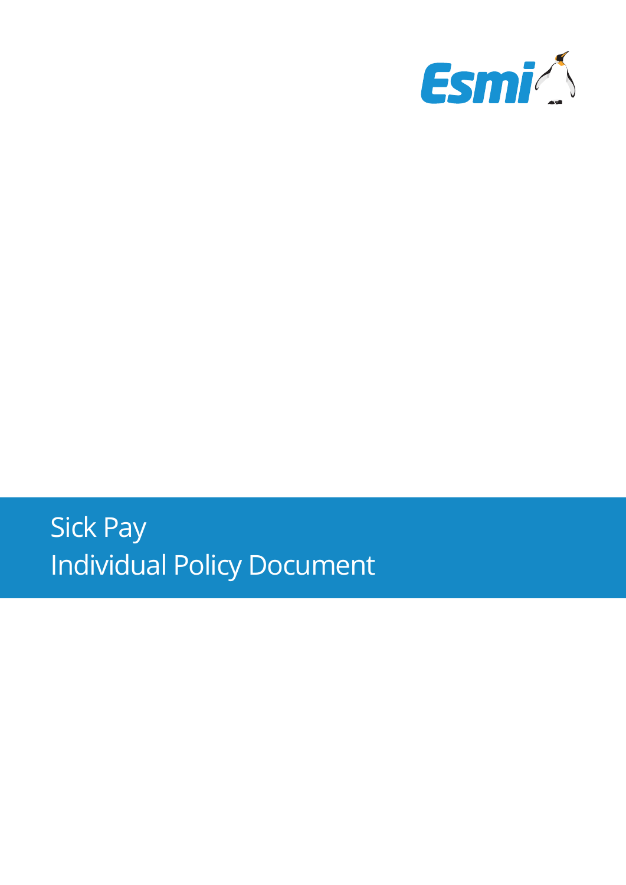Esmi

# Sick Pay

# Individual Policy Document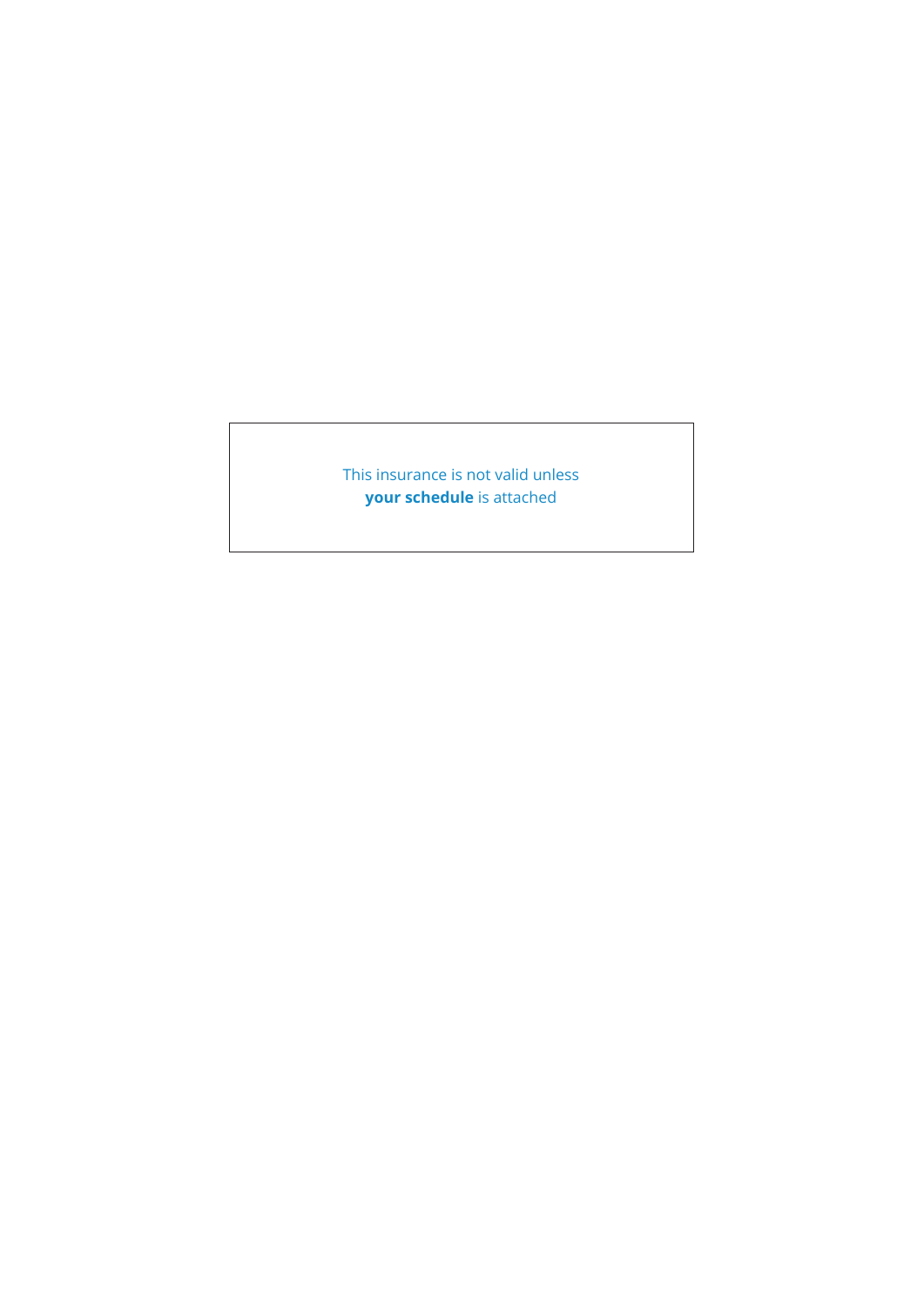This insurance is not valid unless **your schedule** is attached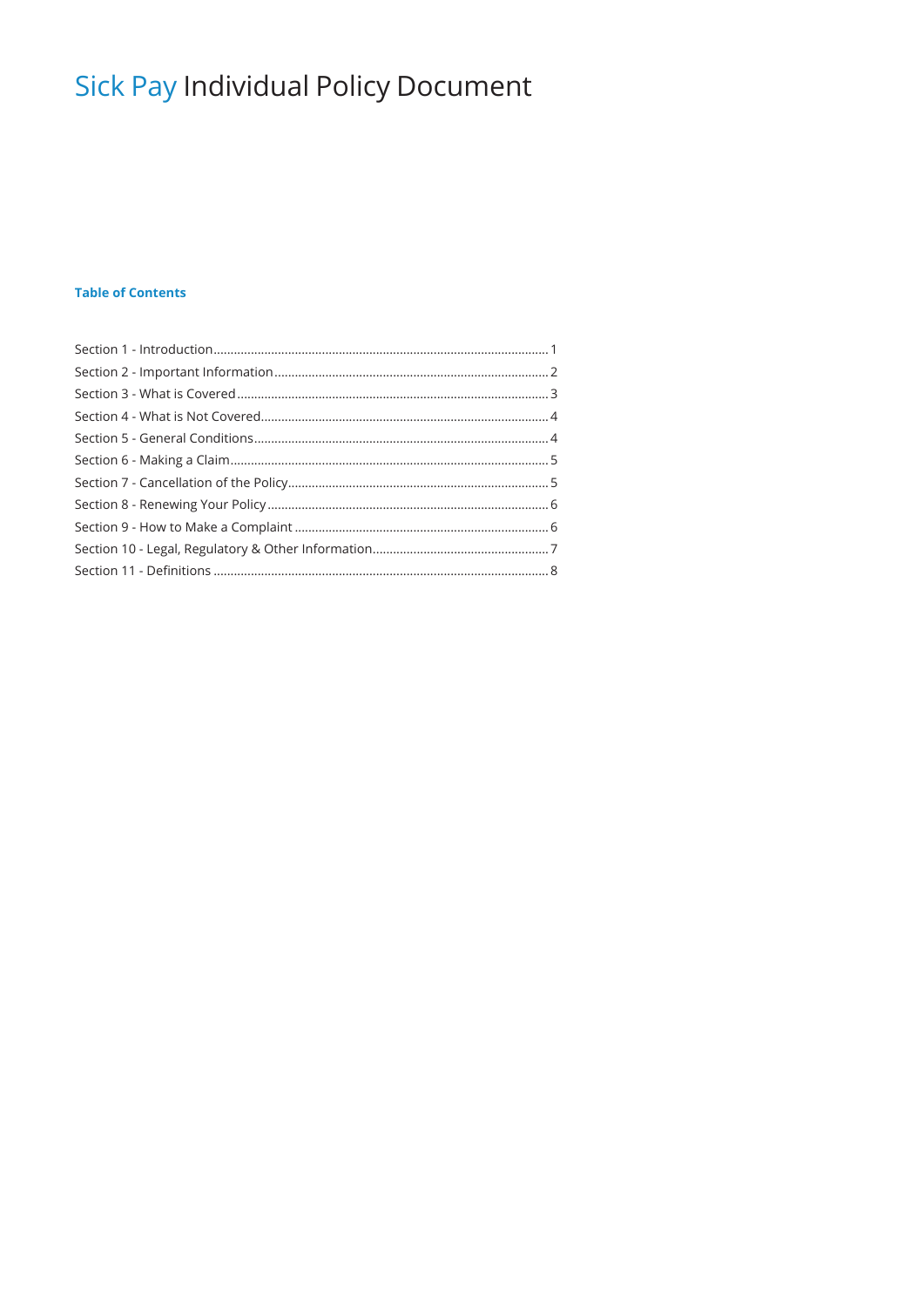# Sick Pay Individual Policy Document

**Table of Contents**

Section 1 - Introduction.................................................................................................1
Section 2 - Important Information...............................................................................2
Section 3 - What is Covered.........................................................................................3
Section 4 - What is Not Covered...................................................................................4
Section 5 - General Conditions.....................................................................................4
Section 6 - Making a Claim...........................................................................................5
Section 7 - Cancellation of the Policy..........................................................................5
Section 8 - Renewing Your Policy.................................................................................6
Section 9 - How to Make a Complaint.........................................................................6
Section 10 - Legal, Regulatory & Other Information...................................................7
Section 11 - Definitions.................................................................................................8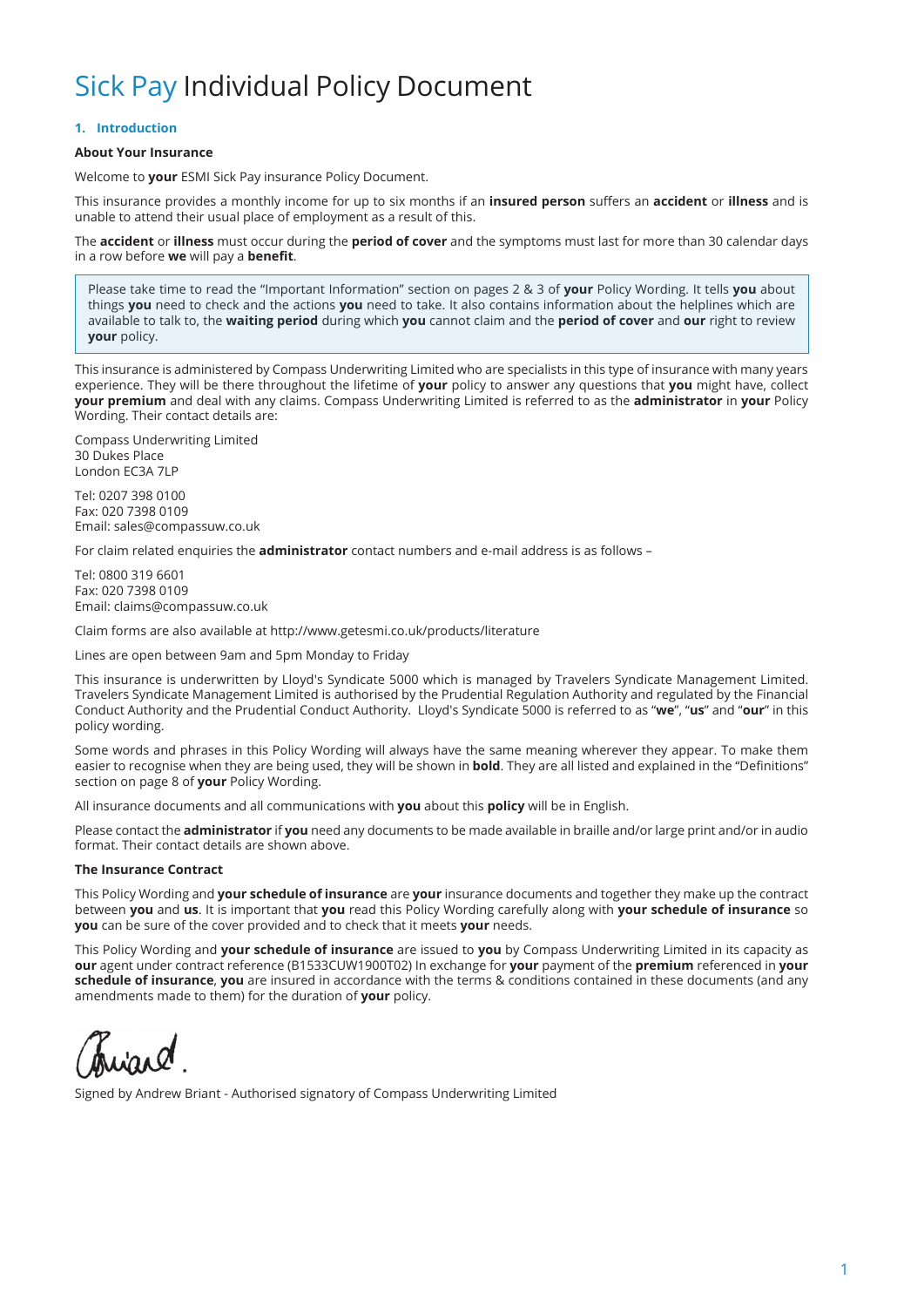# Sick Pay Individual Policy Document

## 1. Introduction

**About Your Insurance**

Welcome to **your** ESMI Sick Pay insurance Policy Document.

This insurance provides a monthly income for up to six months if an **insured person** suffers an **accident** or **illness** and is unable to attend their usual place of employment as a result of this.

The **accident** or **illness** must occur during the **period of cover** and the symptoms must last for more than 30 calendar days in a row before **we** will pay a **benefit**.

> Please take time to read the "Important Information" section on pages 2 & 3 of **your** Policy Wording. It tells **you** about things **you** need to check and the actions **you** need to take. It also contains information about the helplines which are available to talk to, the **waiting period** during which **you** cannot claim and the **period of cover** and **our** right to review **your** policy.

This insurance is administered by Compass Underwriting Limited who are specialists in this type of insurance with many years experience. They will be there throughout the lifetime of **your** policy to answer any questions that **you** might have, collect **your premium** and deal with any claims. Compass Underwriting Limited is referred to as the **administrator** in **your** Policy Wording. Their contact details are:

Compass Underwriting Limited
30 Dukes Place
London EC3A 7LP

Tel: 0207 398 0100
Fax: 020 7398 0109
Email: sales@compassuw.co.uk

For claim related enquiries the **administrator** contact numbers and e-mail address is as follows –

Tel: 0800 319 6601
Fax: 020 7398 0109
Email: claims@compassuw.co.uk

Claim forms are also available at http://www.getesmi.co.uk/products/literature

Lines are open between 9am and 5pm Monday to Friday

This insurance is underwritten by Lloyd's Syndicate 5000 which is managed by Travelers Syndicate Management Limited. Travelers Syndicate Management Limited is authorised by the Prudential Regulation Authority and regulated by the Financial Conduct Authority and the Prudential Conduct Authority. Lloyd's Syndicate 5000 is referred to as "**we**", "**us**" and "**our**" in this policy wording.

Some words and phrases in this Policy Wording will always have the same meaning wherever they appear. To make them easier to recognise when they are being used, they will be shown in **bold**. They are all listed and explained in the "Definitions" section on page 8 of **your** Policy Wording.

All insurance documents and all communications with **you** about this **policy** will be in English.

Please contact the **administrator** if **you** need any documents to be made available in braille and/or large print and/or in audio format. Their contact details are shown above.

**The Insurance Contract**

This Policy Wording and **your schedule of insurance** are **your** insurance documents and together they make up the contract between **you** and **us**. It is important that **you** read this Policy Wording carefully along with **your schedule of insurance** so **you** can be sure of the cover provided and to check that it meets **your** needs.

This Policy Wording and **your schedule of insurance** are issued to **you** by Compass Underwriting Limited in its capacity as **our** agent under contract reference (B1533CUW1900T02) In exchange for **your** payment of the **premium** referenced in **your schedule of insurance**, **you** are insured in accordance with the terms & conditions contained in these documents (and any amendments made to them) for the duration of **your** policy.

Signed by Andrew Briant - Authorised signatory of Compass Underwriting Limited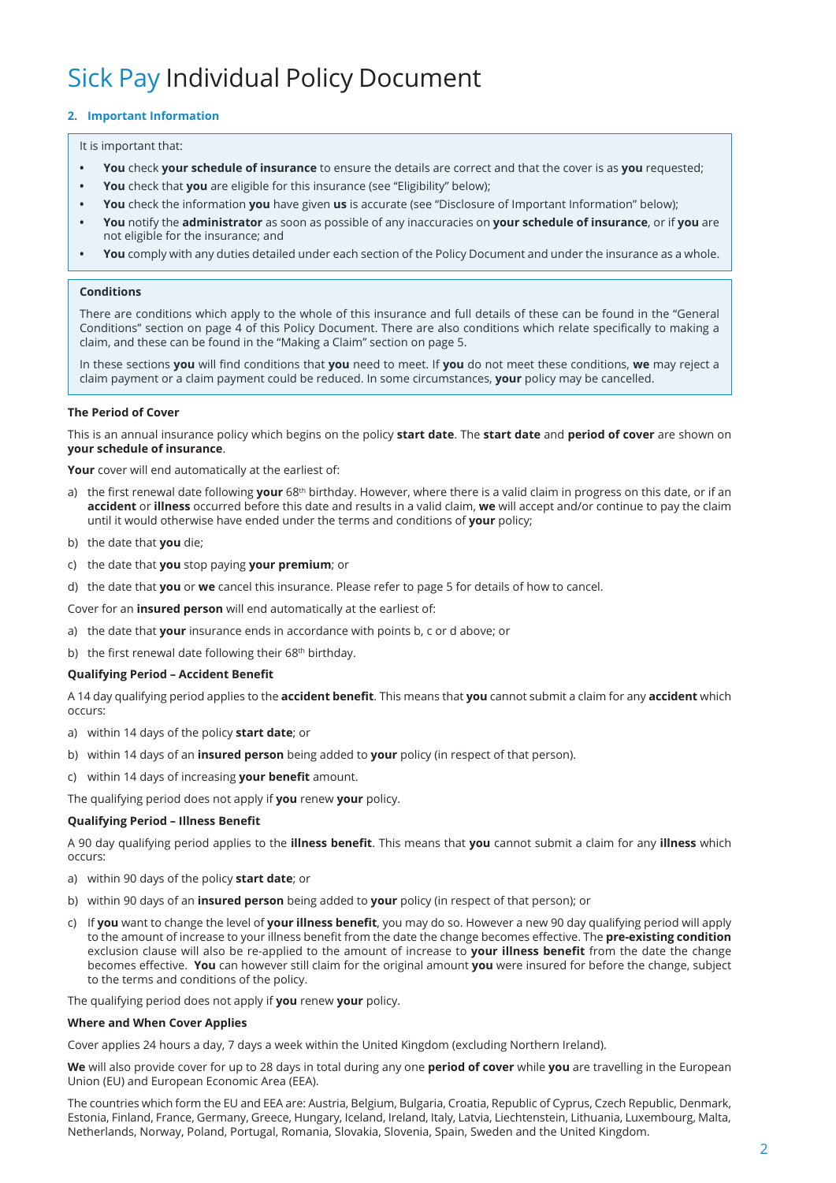# Sick Pay Individual Policy Document

## 2. Important Information

It is important that:

- **You** check **your schedule of insurance** to ensure the details are correct and that the cover is as **you** requested;
- **You** check that **you** are eligible for this insurance (see "Eligibility" below);
- **You** check the information **you** have given **us** is accurate (see "Disclosure of Important Information" below);
- **You** notify the **administrator** as soon as possible of any inaccuracies on **your schedule of insurance**, or if **you** are not eligible for the insurance; and
- **You** comply with any duties detailed under each section of the Policy Document and under the insurance as a whole.

**Conditions**

There are conditions which apply to the whole of this insurance and full details of these can be found in the "General Conditions" section on page 4 of this Policy Document. There are also conditions which relate specifically to making a claim, and these can be found in the "Making a Claim" section on page 5.

In these sections **you** will find conditions that **you** need to meet. If **you** do not meet these conditions, **we** may reject a claim payment or a claim payment could be reduced. In some circumstances, **your** policy may be cancelled.

**The Period of Cover**

This is an annual insurance policy which begins on the policy **start date**. The **start date** and **period of cover** are shown on **your schedule of insurance**.

**Your** cover will end automatically at the earliest of:

a) the first renewal date following **your** 68th birthday. However, where there is a valid claim in progress on this date, or if an **accident** or **illness** occurred before this date and results in a valid claim, **we** will accept and/or continue to pay the claim until it would otherwise have ended under the terms and conditions of **your** policy;

b) the date that **you** die;

c) the date that **you** stop paying **your premium**; or

d) the date that **you** or **we** cancel this insurance. Please refer to page 5 for details of how to cancel.

Cover for an **insured person** will end automatically at the earliest of:

a) the date that **your** insurance ends in accordance with points b, c or d above; or

b) the first renewal date following their 68th birthday.

**Qualifying Period – Accident Benefit**

A 14 day qualifying period applies to the **accident benefit**. This means that **you** cannot submit a claim for any **accident** which occurs:

a) within 14 days of the policy **start date**; or

b) within 14 days of an **insured person** being added to **your** policy (in respect of that person).

c) within 14 days of increasing **your benefit** amount.

The qualifying period does not apply if **you** renew **your** policy.

**Qualifying Period – Illness Benefit**

A 90 day qualifying period applies to the **illness benefit**. This means that **you** cannot submit a claim for any **illness** which occurs:

a) within 90 days of the policy **start date**; or

b) within 90 days of an **insured person** being added to **your** policy (in respect of that person); or

c) If **you** want to change the level of **your illness benefit**, you may do so. However a new 90 day qualifying period will apply to the amount of increase to your illness benefit from the date the change becomes effective. The **pre-existing condition** exclusion clause will also be re-applied to the amount of increase to **your illness benefit** from the date the change becomes effective. **You** can however still claim for the original amount **you** were insured for before the change, subject to the terms and conditions of the policy.

The qualifying period does not apply if **you** renew **your** policy.

**Where and When Cover Applies**

Cover applies 24 hours a day, 7 days a week within the United Kingdom (excluding Northern Ireland).

**We** will also provide cover for up to 28 days in total during any one **period of cover** while **you** are travelling in the European Union (EU) and European Economic Area (EEA).

The countries which form the EU and EEA are: Austria, Belgium, Bulgaria, Croatia, Republic of Cyprus, Czech Republic, Denmark, Estonia, Finland, France, Germany, Greece, Hungary, Iceland, Ireland, Italy, Latvia, Liechtenstein, Lithuania, Luxembourg, Malta, Netherlands, Norway, Poland, Portugal, Romania, Slovakia, Slovenia, Spain, Sweden and the United Kingdom.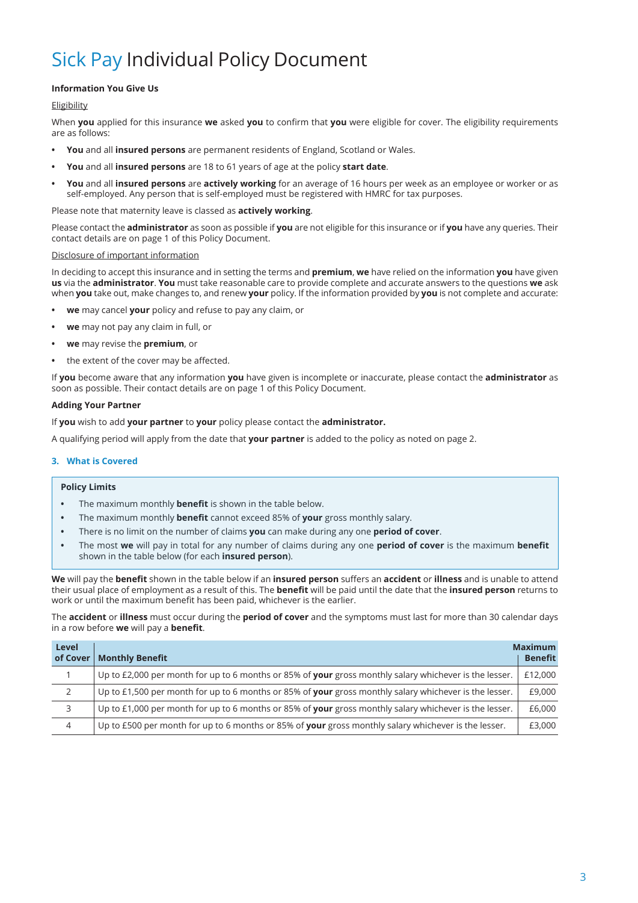# Sick Pay Individual Policy Document

**Information You Give Us**

Eligibility

When **you** applied for this insurance **we** asked **you** to confirm that **you** were eligible for cover. The eligibility requirements are as follows:

- **You** and all **insured persons** are permanent residents of England, Scotland or Wales.
- **You** and all **insured persons** are 18 to 61 years of age at the policy **start date**.
- **You** and all **insured persons** are **actively working** for an average of 16 hours per week as an employee or worker or as self-employed. Any person that is self-employed must be registered with HMRC for tax purposes.

Please note that maternity leave is classed as **actively working**.

Please contact the **administrator** as soon as possible if **you** are not eligible for this insurance or if **you** have any queries. Their contact details are on page 1 of this Policy Document.

Disclosure of important information

In deciding to accept this insurance and in setting the terms and **premium**, **we** have relied on the information **you** have given **us** via the **administrator**. **You** must take reasonable care to provide complete and accurate answers to the questions **we** ask when **you** take out, make changes to, and renew **your** policy. If the information provided by **you** is not complete and accurate:

- **we** may cancel **your** policy and refuse to pay any claim, or
- **we** may not pay any claim in full, or
- **we** may revise the **premium**, or
- the extent of the cover may be affected.

If **you** become aware that any information **you** have given is incomplete or inaccurate, please contact the **administrator** as soon as possible. Their contact details are on page 1 of this Policy Document.

**Adding Your Partner**

If **you** wish to add **your partner** to **your** policy please contact the **administrator.**

A qualifying period will apply from the date that **your partner** is added to the policy as noted on page 2.

## 3. What is Covered

**Policy Limits**

- The maximum monthly **benefit** is shown in the table below.
- The maximum monthly **benefit** cannot exceed 85% of **your** gross monthly salary.
- There is no limit on the number of claims **you** can make during any one **period of cover**.
- The most **we** will pay in total for any number of claims during any one **period of cover** is the maximum **benefit** shown in the table below (for each **insured person**).

**We** will pay the **benefit** shown in the table below if an **insured person** suffers an **accident** or **illness** and is unable to attend their usual place of employment as a result of this. The **benefit** will be paid until the date that the **insured person** returns to work or until the maximum benefit has been paid, whichever is the earlier.

The **accident** or **illness** must occur during the **period of cover** and the symptoms must last for more than 30 calendar days in a row before **we** will pay a **benefit**.

| Level of Cover | Monthly Benefit | Maximum Benefit |
|---|---|---|
| 1 | Up to £2,000 per month for up to 6 months or 85% of **your** gross monthly salary whichever is the lesser. | £12,000 |
| 2 | Up to £1,500 per month for up to 6 months or 85% of **your** gross monthly salary whichever is the lesser. | £9,000 |
| 3 | Up to £1,000 per month for up to 6 months or 85% of **your** gross monthly salary whichever is the lesser. | £6,000 |
| 4 | Up to £500 per month for up to 6 months or 85% of **your** gross monthly salary whichever is the lesser. | £3,000 |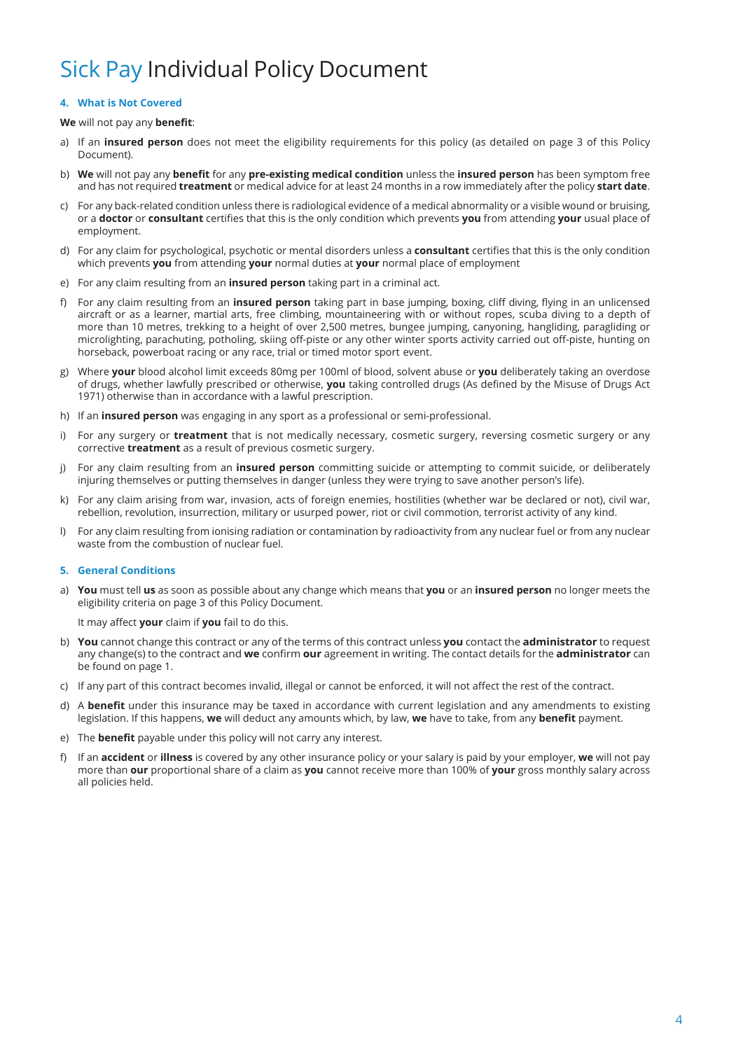# Sick Pay Individual Policy Document

### 4. What is Not Covered

**We** will not pay any **benefit**:

a) If an **insured person** does not meet the eligibility requirements for this policy (as detailed on page 3 of this Policy Document).

b) **We** will not pay any **benefit** for any **pre-existing medical condition** unless the **insured person** has been symptom free and has not required **treatment** or medical advice for at least 24 months in a row immediately after the policy **start date**.

c) For any back-related condition unless there is radiological evidence of a medical abnormality or a visible wound or bruising, or a **doctor** or **consultant** certifies that this is the only condition which prevents **you** from attending **your** usual place of employment.

d) For any claim for psychological, psychotic or mental disorders unless a **consultant** certifies that this is the only condition which prevents **you** from attending **your** normal duties at **your** normal place of employment

e) For any claim resulting from an **insured person** taking part in a criminal act.

f) For any claim resulting from an **insured person** taking part in base jumping, boxing, cliff diving, flying in an unlicensed aircraft or as a learner, martial arts, free climbing, mountaineering with or without ropes, scuba diving to a depth of more than 10 metres, trekking to a height of over 2,500 metres, bungee jumping, canyoning, hangliding, paragliding or microlighting, parachuting, potholing, skiing off-piste or any other winter sports activity carried out off-piste, hunting on horseback, powerboat racing or any race, trial or timed motor sport event.

g) Where **your** blood alcohol limit exceeds 80mg per 100ml of blood, solvent abuse or **you** deliberately taking an overdose of drugs, whether lawfully prescribed or otherwise, **you** taking controlled drugs (As defined by the Misuse of Drugs Act 1971) otherwise than in accordance with a lawful prescription.

h) If an **insured person** was engaging in any sport as a professional or semi-professional.

i) For any surgery or **treatment** that is not medically necessary, cosmetic surgery, reversing cosmetic surgery or any corrective **treatment** as a result of previous cosmetic surgery.

j) For any claim resulting from an **insured person** committing suicide or attempting to commit suicide, or deliberately injuring themselves or putting themselves in danger (unless they were trying to save another person's life).

k) For any claim arising from war, invasion, acts of foreign enemies, hostilities (whether war be declared or not), civil war, rebellion, revolution, insurrection, military or usurped power, riot or civil commotion, terrorist activity of any kind.

l) For any claim resulting from ionising radiation or contamination by radioactivity from any nuclear fuel or from any nuclear waste from the combustion of nuclear fuel.

### 5. General Conditions

a) **You** must tell **us** as soon as possible about any change which means that **you** or an **insured person** no longer meets the eligibility criteria on page 3 of this Policy Document.

   It may affect **your** claim if **you** fail to do this.

b) **You** cannot change this contract or any of the terms of this contract unless **you** contact the **administrator** to request any change(s) to the contract and **we** confirm **our** agreement in writing. The contact details for the **administrator** can be found on page 1.

c) If any part of this contract becomes invalid, illegal or cannot be enforced, it will not affect the rest of the contract.

d) A **benefit** under this insurance may be taxed in accordance with current legislation and any amendments to existing legislation. If this happens, **we** will deduct any amounts which, by law, **we** have to take, from any **benefit** payment.

e) The **benefit** payable under this policy will not carry any interest.

f) If an **accident** or **illness** is covered by any other insurance policy or your salary is paid by your employer, **we** will not pay more than **our** proportional share of a claim as **you** cannot receive more than 100% of **your** gross monthly salary across all policies held.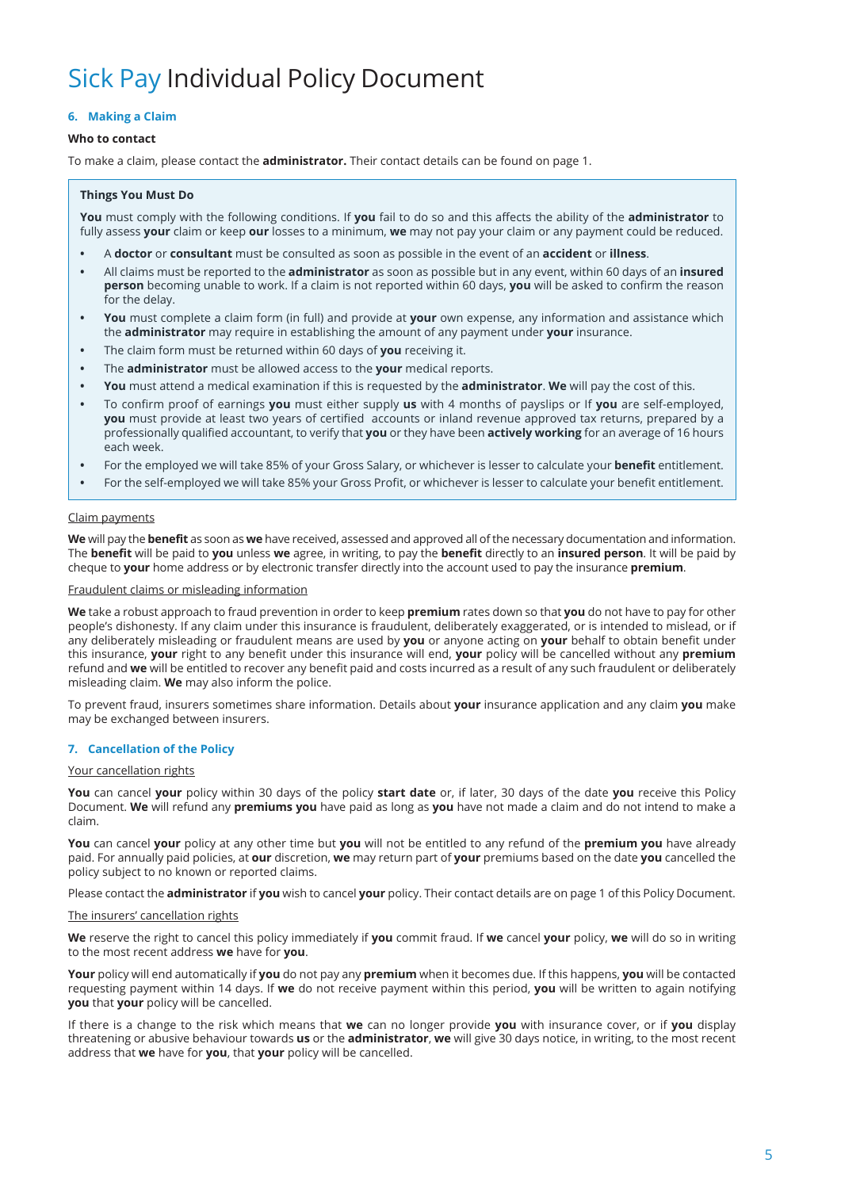# Sick Pay Individual Policy Document

### 6. Making a Claim

**Who to contact**

To make a claim, please contact the **administrator.** Their contact details can be found on page 1.

**Things You Must Do**

**You** must comply with the following conditions. If **you** fail to do so and this affects the ability of the **administrator** to fully assess **your** claim or keep **our** losses to a minimum, **we** may not pay your claim or any payment could be reduced.

- A **doctor** or **consultant** must be consulted as soon as possible in the event of an **accident** or **illness**.
- All claims must be reported to the **administrator** as soon as possible but in any event, within 60 days of an **insured person** becoming unable to work. If a claim is not reported within 60 days, **you** will be asked to confirm the reason for the delay.
- **You** must complete a claim form (in full) and provide at **your** own expense, any information and assistance which the **administrator** may require in establishing the amount of any payment under **your** insurance.
- The claim form must be returned within 60 days of **you** receiving it.
- The **administrator** must be allowed access to the **your** medical reports.
- **You** must attend a medical examination if this is requested by the **administrator**. **We** will pay the cost of this.
- To confirm proof of earnings **you** must either supply **us** with 4 months of payslips or If **you** are self-employed, **you** must provide at least two years of certified accounts or inland revenue approved tax returns, prepared by a professionally qualified accountant, to verify that **you** or they have been **actively working** for an average of 16 hours each week.
- For the employed we will take 85% of your Gross Salary, or whichever is lesser to calculate your **benefit** entitlement.
- For the self-employed we will take 85% your Gross Profit, or whichever is lesser to calculate your benefit entitlement.

Claim payments

**We** will pay the **benefit** as soon as **we** have received, assessed and approved all of the necessary documentation and information. The **benefit** will be paid to **you** unless **we** agree, in writing, to pay the **benefit** directly to an **insured person**. It will be paid by cheque to **your** home address or by electronic transfer directly into the account used to pay the insurance **premium**.

Fraudulent claims or misleading information

**We** take a robust approach to fraud prevention in order to keep **premium** rates down so that **you** do not have to pay for other people's dishonesty. If any claim under this insurance is fraudulent, deliberately exaggerated, or is intended to mislead, or if any deliberately misleading or fraudulent means are used by **you** or anyone acting on **your** behalf to obtain benefit under this insurance, **your** right to any benefit under this insurance will end, **your** policy will be cancelled without any **premium** refund and **we** will be entitled to recover any benefit paid and costs incurred as a result of any such fraudulent or deliberately misleading claim. **We** may also inform the police.

To prevent fraud, insurers sometimes share information. Details about **your** insurance application and any claim **you** make may be exchanged between insurers.

### 7. Cancellation of the Policy

Your cancellation rights

**You** can cancel **your** policy within 30 days of the policy **start date** or, if later, 30 days of the date **you** receive this Policy Document. **We** will refund any **premiums you** have paid as long as **you** have not made a claim and do not intend to make a claim.

**You** can cancel **your** policy at any other time but **you** will not be entitled to any refund of the **premium you** have already paid. For annually paid policies, at **our** discretion, **we** may return part of **your** premiums based on the date **you** cancelled the policy subject to no known or reported claims.

Please contact the **administrator** if **you** wish to cancel **your** policy. Their contact details are on page 1 of this Policy Document.

The insurers' cancellation rights

**We** reserve the right to cancel this policy immediately if **you** commit fraud. If **we** cancel **your** policy, **we** will do so in writing to the most recent address **we** have for **you**.

**Your** policy will end automatically if **you** do not pay any **premium** when it becomes due. If this happens, **you** will be contacted requesting payment within 14 days. If **we** do not receive payment within this period, **you** will be written to again notifying **you** that **your** policy will be cancelled.

If there is a change to the risk which means that **we** can no longer provide **you** with insurance cover, or if **you** display threatening or abusive behaviour towards **us** or the **administrator**, **we** will give 30 days notice, in writing, to the most recent address that **we** have for **you**, that **your** policy will be cancelled.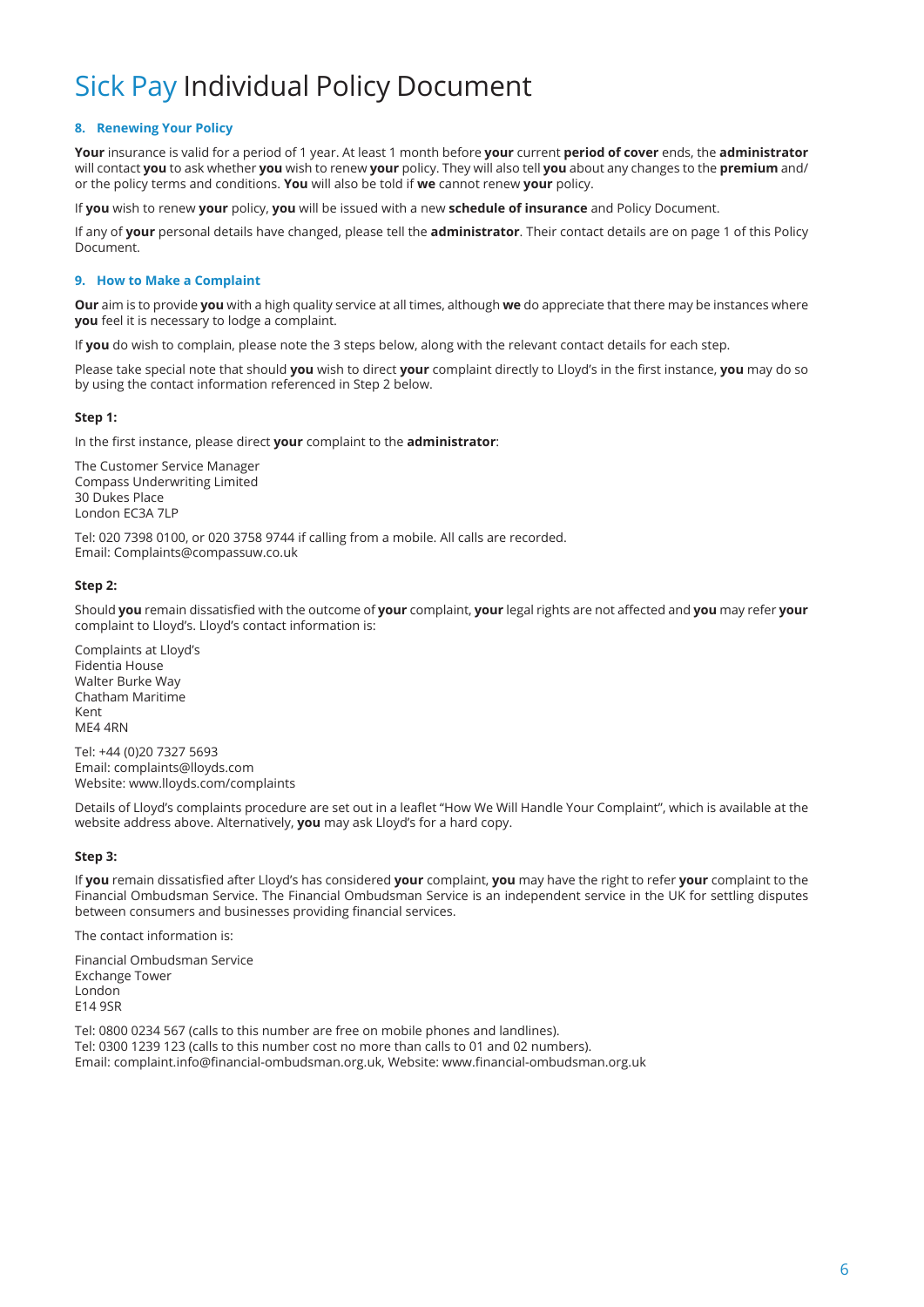# Sick Pay Individual Policy Document

### 8. Renewing Your Policy

**Your** insurance is valid for a period of 1 year. At least 1 month before **your** current **period of cover** ends, the **administrator** will contact **you** to ask whether **you** wish to renew **your** policy. They will also tell **you** about any changes to the **premium** and/or the policy terms and conditions. **You** will also be told if **we** cannot renew **your** policy.

If **you** wish to renew **your** policy, **you** will be issued with a new **schedule of insurance** and Policy Document.

If any of **your** personal details have changed, please tell the **administrator**. Their contact details are on page 1 of this Policy Document.

### 9. How to Make a Complaint

**Our** aim is to provide **you** with a high quality service at all times, although **we** do appreciate that there may be instances where **you** feel it is necessary to lodge a complaint.

If **you** do wish to complain, please note the 3 steps below, along with the relevant contact details for each step.

Please take special note that should **you** wish to direct **your** complaint directly to Lloyd's in the first instance, **you** may do so by using the contact information referenced in Step 2 below.

**Step 1:**

In the first instance, please direct **your** complaint to the **administrator**:

The Customer Service Manager
Compass Underwriting Limited
30 Dukes Place
London EC3A 7LP

Tel: 020 7398 0100, or 020 3758 9744 if calling from a mobile. All calls are recorded.
Email: Complaints@compassuw.co.uk

**Step 2:**

Should **you** remain dissatisfied with the outcome of **your** complaint, **your** legal rights are not affected and **you** may refer **your** complaint to Lloyd's. Lloyd's contact information is:

Complaints at Lloyd's
Fidentia House
Walter Burke Way
Chatham Maritime
Kent
ME4 4RN

Tel: +44 (0)20 7327 5693
Email: complaints@lloyds.com
Website: www.lloyds.com/complaints

Details of Lloyd's complaints procedure are set out in a leaflet "How We Will Handle Your Complaint", which is available at the website address above. Alternatively, **you** may ask Lloyd's for a hard copy.

**Step 3:**

If **you** remain dissatisfied after Lloyd's has considered **your** complaint, **you** may have the right to refer **your** complaint to the Financial Ombudsman Service. The Financial Ombudsman Service is an independent service in the UK for settling disputes between consumers and businesses providing financial services.

The contact information is:

Financial Ombudsman Service
Exchange Tower
London
E14 9SR

Tel: 0800 0234 567 (calls to this number are free on mobile phones and landlines).
Tel: 0300 1239 123 (calls to this number cost no more than calls to 01 and 02 numbers).
Email: complaint.info@financial-ombudsman.org.uk, Website: www.financial-ombudsman.org.uk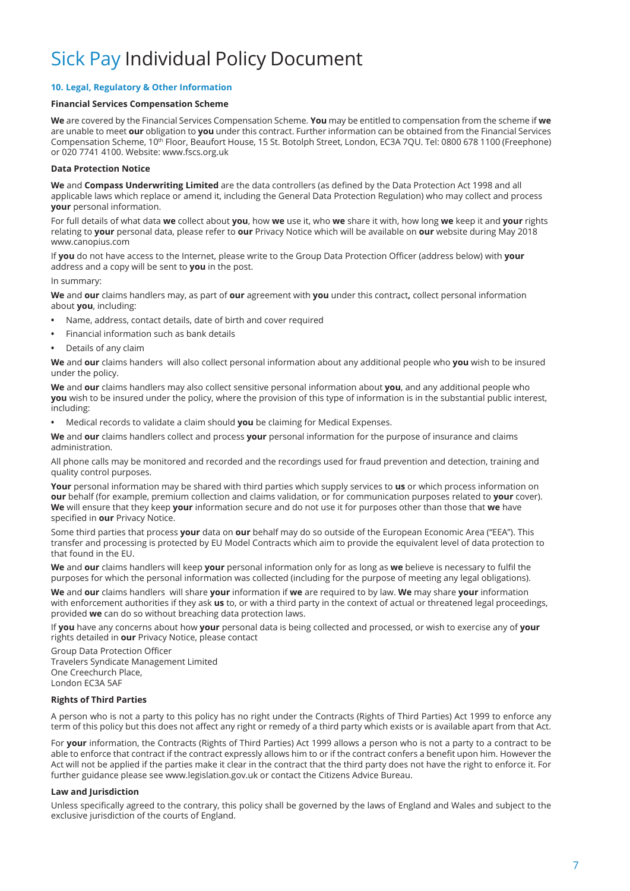# Sick Pay Individual Policy Document

### 10. Legal, Regulatory & Other Information

#### Financial Services Compensation Scheme

**We** are covered by the Financial Services Compensation Scheme. **You** may be entitled to compensation from the scheme if **we** are unable to meet **our** obligation to **you** under this contract. Further information can be obtained from the Financial Services Compensation Scheme, 10th Floor, Beaufort House, 15 St. Botolph Street, London, EC3A 7QU. Tel: 0800 678 1100 (Freephone) or 020 7741 4100. Website: www.fscs.org.uk

#### Data Protection Notice

**We** and **Compass Underwriting Limited** are the data controllers (as defined by the Data Protection Act 1998 and all applicable laws which replace or amend it, including the General Data Protection Regulation) who may collect and process **your** personal information.

For full details of what data **we** collect about **you**, how **we** use it, who **we** share it with, how long **we** keep it and **your** rights relating to **your** personal data, please refer to **our** Privacy Notice which will be available on **our** website during May 2018 www.canopius.com

If **you** do not have access to the Internet, please write to the Group Data Protection Officer (address below) with **your** address and a copy will be sent to **you** in the post.

In summary:

**We** and **our** claims handlers may, as part of **our** agreement with **you** under this contract**,** collect personal information about **you**, including:

- Name, address, contact details, date of birth and cover required
- Financial information such as bank details
- Details of any claim

**We** and **our** claims handers will also collect personal information about any additional people who **you** wish to be insured under the policy.

**We** and **our** claims handlers may also collect sensitive personal information about **you**, and any additional people who **you** wish to be insured under the policy, where the provision of this type of information is in the substantial public interest, including:

- Medical records to validate a claim should **you** be claiming for Medical Expenses.

**We** and **our** claims handlers collect and process **your** personal information for the purpose of insurance and claims administration.

All phone calls may be monitored and recorded and the recordings used for fraud prevention and detection, training and quality control purposes.

**Your** personal information may be shared with third parties which supply services to **us** or which process information on **our** behalf (for example, premium collection and claims validation, or for communication purposes related to **your** cover). **We** will ensure that they keep **your** information secure and do not use it for purposes other than those that **we** have specified in **our** Privacy Notice.

Some third parties that process **your** data on **our** behalf may do so outside of the European Economic Area ("EEA"). This transfer and processing is protected by EU Model Contracts which aim to provide the equivalent level of data protection to that found in the EU.

**We** and **our** claims handlers will keep **your** personal information only for as long as **we** believe is necessary to fulfil the purposes for which the personal information was collected (including for the purpose of meeting any legal obligations).

**We** and **our** claims handlers will share **your** information if **we** are required to by law. **We** may share **your** information with enforcement authorities if they ask **us** to, or with a third party in the context of actual or threatened legal proceedings, provided **we** can do so without breaching data protection laws.

If **you** have any concerns about how **your** personal data is being collected and processed, or wish to exercise any of **your** rights detailed in **our** Privacy Notice, please contact

Group Data Protection Officer
Travelers Syndicate Management Limited
One Creechurch Place,
London EC3A 5AF

#### Rights of Third Parties

A person who is not a party to this policy has no right under the Contracts (Rights of Third Parties) Act 1999 to enforce any term of this policy but this does not affect any right or remedy of a third party which exists or is available apart from that Act.

For **your** information, the Contracts (Rights of Third Parties) Act 1999 allows a person who is not a party to a contract to be able to enforce that contract if the contract expressly allows him to or if the contract confers a benefit upon him. However the Act will not be applied if the parties make it clear in the contract that the third party does not have the right to enforce it. For further guidance please see www.legislation.gov.uk or contact the Citizens Advice Bureau.

#### Law and Jurisdiction

Unless specifically agreed to the contrary, this policy shall be governed by the laws of England and Wales and subject to the exclusive jurisdiction of the courts of England.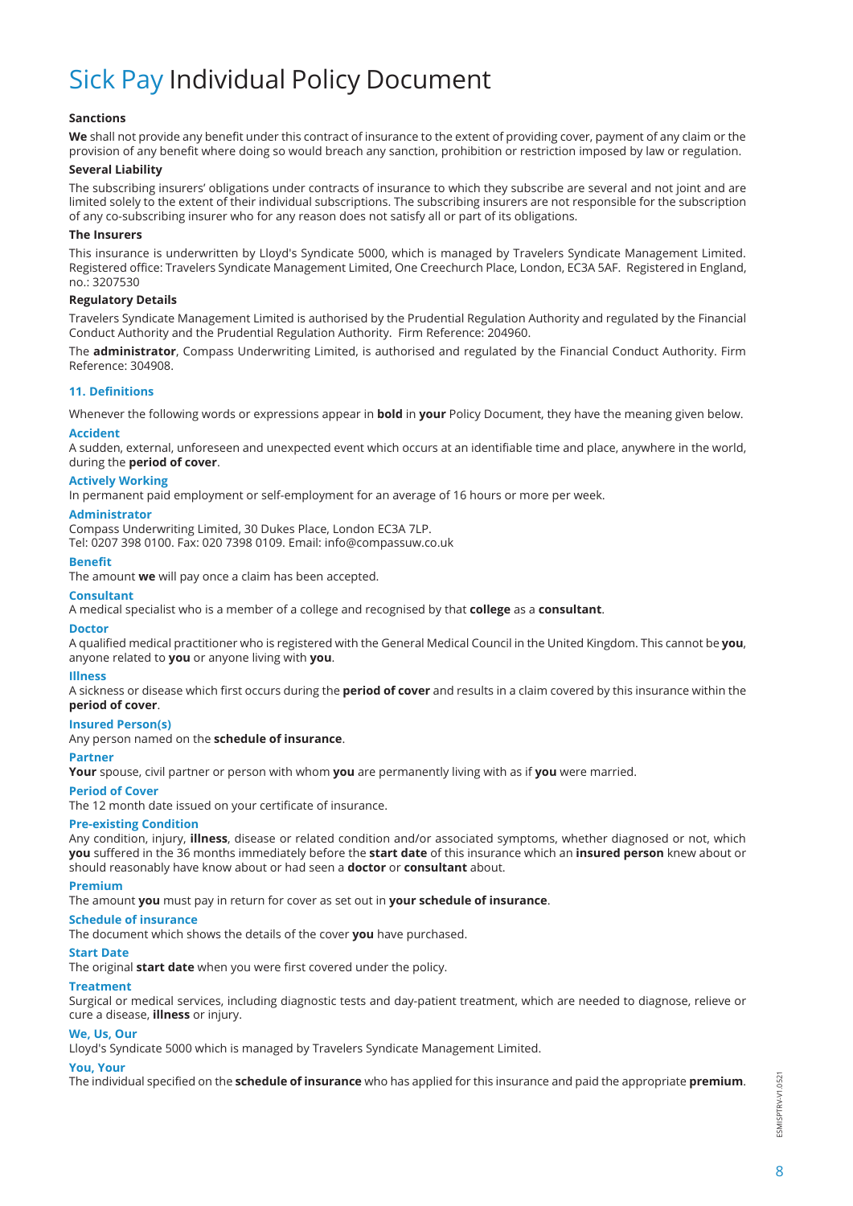# Sick Pay Individual Policy Document

### Sanctions

**We** shall not provide any benefit under this contract of insurance to the extent of providing cover, payment of any claim or the provision of any benefit where doing so would breach any sanction, prohibition or restriction imposed by law or regulation.

### Several Liability

The subscribing insurers' obligations under contracts of insurance to which they subscribe are several and not joint and are limited solely to the extent of their individual subscriptions. The subscribing insurers are not responsible for the subscription of any co-subscribing insurer who for any reason does not satisfy all or part of its obligations.

### The Insurers

This insurance is underwritten by Lloyd's Syndicate 5000, which is managed by Travelers Syndicate Management Limited. Registered office: Travelers Syndicate Management Limited, One Creechurch Place, London, EC3A 5AF. Registered in England, no.: 3207530

### Regulatory Details

Travelers Syndicate Management Limited is authorised by the Prudential Regulation Authority and regulated by the Financial Conduct Authority and the Prudential Regulation Authority. Firm Reference: 204960.

The **administrator**, Compass Underwriting Limited, is authorised and regulated by the Financial Conduct Authority. Firm Reference: 304908.

## 11. Definitions

Whenever the following words or expressions appear in **bold** in **your** Policy Document, they have the meaning given below.

**Accident**
A sudden, external, unforeseen and unexpected event which occurs at an identifiable time and place, anywhere in the world, during the **period of cover**.

**Actively Working**
In permanent paid employment or self-employment for an average of 16 hours or more per week.

**Administrator**
Compass Underwriting Limited, 30 Dukes Place, London EC3A 7LP.
Tel: 0207 398 0100. Fax: 020 7398 0109. Email: info@compassuw.co.uk

**Benefit**
The amount **we** will pay once a claim has been accepted.

**Consultant**
A medical specialist who is a member of a college and recognised by that **college** as a **consultant**.

**Doctor**
A qualified medical practitioner who is registered with the General Medical Council in the United Kingdom. This cannot be **you**, anyone related to **you** or anyone living with **you**.

**Illness**
A sickness or disease which first occurs during the **period of cover** and results in a claim covered by this insurance within the **period of cover**.

**Insured Person(s)**
Any person named on the **schedule of insurance**.

**Partner**
**Your** spouse, civil partner or person with whom **you** are permanently living with as if **you** were married.

**Period of Cover**
The 12 month date issued on your certificate of insurance.

**Pre-existing Condition**
Any condition, injury, **illness**, disease or related condition and/or associated symptoms, whether diagnosed or not, which **you** suffered in the 36 months immediately before the **start date** of this insurance which an **insured person** knew about or should reasonably have know about or had seen a **doctor** or **consultant** about.

**Premium**
The amount **you** must pay in return for cover as set out in **your schedule of insurance**.

**Schedule of insurance**
The document which shows the details of the cover **you** have purchased.

**Start Date**
The original **start date** when you were first covered under the policy.

**Treatment**
Surgical or medical services, including diagnostic tests and day-patient treatment, which are needed to diagnose, relieve or cure a disease, **illness** or injury.

**We, Us, Our**
Lloyd's Syndicate 5000 which is managed by Travelers Syndicate Management Limited.

**You, Your**
The individual specified on the **schedule of insurance** who has applied for this insurance and paid the appropriate **premium**.